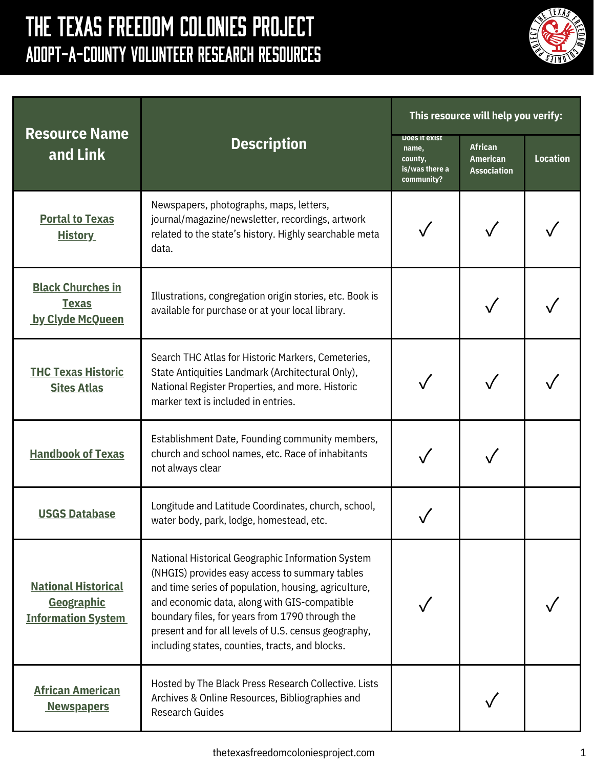# THE TEXAS FREEDOM COLONIES PROJECT

## ADOPT-A-COUNTY VOLUNTEER RESEARCH RESOURCES

| Resource Name and Link | Description | This resource will help you verify: | | |
|---|---|---|---|---|
| | | Does it exist name, county, is/was there a community? | African American Association | Location |
| Portal to Texas History | Newspapers, photographs, maps, letters, journal/magazine/newsletter, recordings, artwork related to the state's history. Highly searchable meta data. | ✓ | ✓ | ✓ |
| Black Churches in Texas by Clyde McQueen | Illustrations, congregation origin stories, etc. Book is available for purchase or at your local library. | | ✓ | ✓ |
| THC Texas Historic Sites Atlas | Search THC Atlas for Historic Markers, Cemeteries, State Antiquities Landmark (Architectural Only), National Register Properties, and more. Historic marker text is included in entries. | ✓ | ✓ | ✓ |
| Handbook of Texas | Establishment Date, Founding community members, church and school names, etc. Race of inhabitants not always clear | ✓ | ✓ | |
| USGS Database | Longitude and Latitude Coordinates, church, school, water body, park, lodge, homestead, etc. | ✓ | | |
| National Historical Geographic Information System | National Historical Geographic Information System (NHGIS) provides easy access to summary tables and time series of population, housing, agriculture, and economic data, along with GIS-compatible boundary files, for years from 1790 through the present and for all levels of U.S. census geography, including states, counties, tracts, and blocks. | ✓ | | ✓ |
| African American Newspapers | Hosted by The Black Press Research Collective. Lists Archives & Online Resources, Bibliographies and Research Guides | | ✓ | |

thetexasfreedomcoloniesproject.com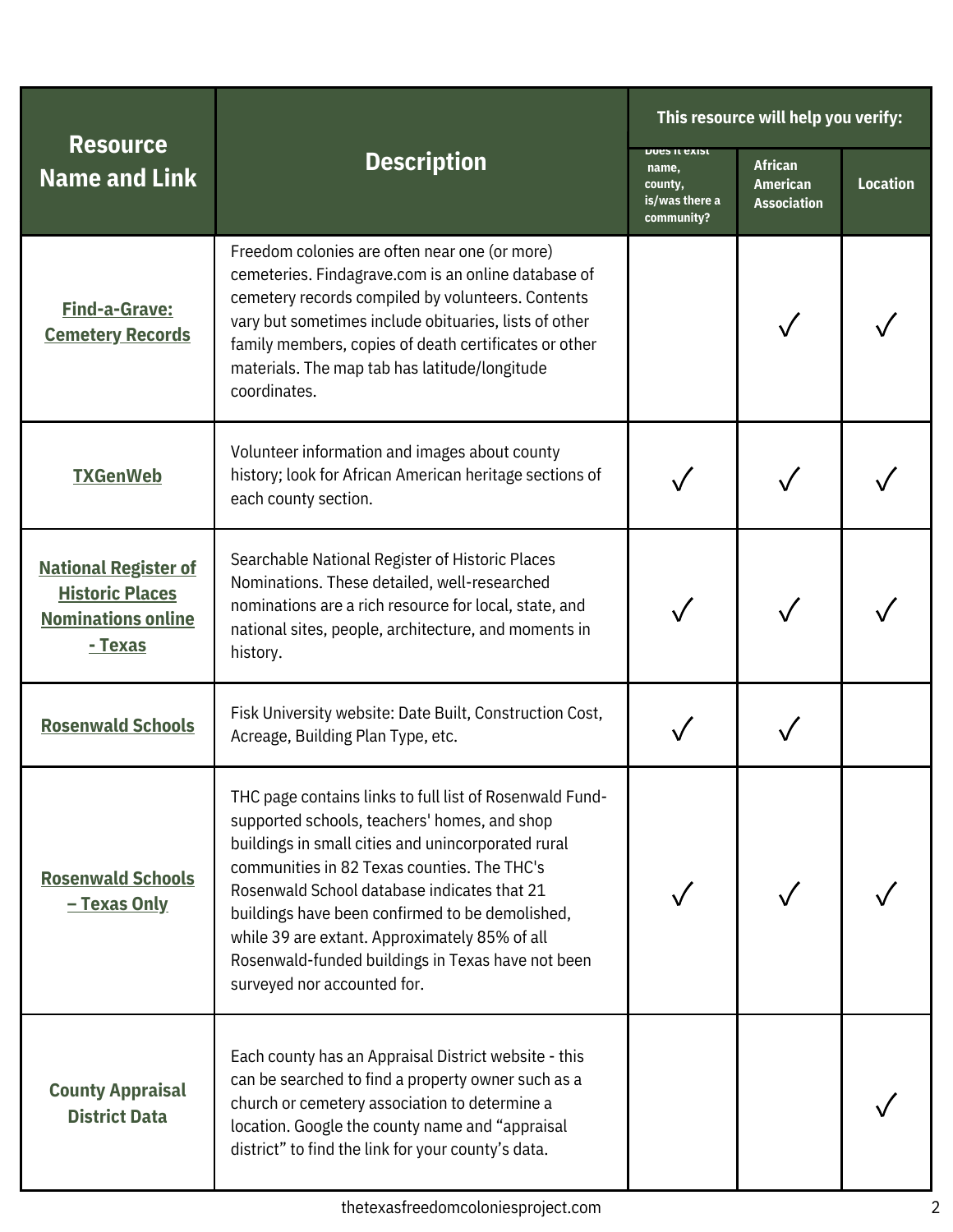| Resource Name and Link | Description | This resource will help you verify: | | |
|---|---|---|---|---|
| | | Does it exist name, county, is/was there a community? | African American Association | Location |
| Find-a-Grave: Cemetery Records | Freedom colonies are often near one (or more) cemeteries. Findagrave.com is an online database of cemetery records compiled by volunteers. Contents vary but sometimes include obituaries, lists of other family members, copies of death certificates or other materials. The map tab has latitude/longitude coordinates. | | ✓ | ✓ |
| TXGenWeb | Volunteer information and images about county history; look for African American heritage sections of each county section. | ✓ | ✓ | ✓ |
| National Register of Historic Places Nominations online - Texas | Searchable National Register of Historic Places Nominations. These detailed, well-researched nominations are a rich resource for local, state, and national sites, people, architecture, and moments in history. | ✓ | ✓ | ✓ |
| Rosenwald Schools | Fisk University website: Date Built, Construction Cost, Acreage, Building Plan Type, etc. | ✓ | ✓ | |
| Rosenwald Schools – Texas Only | THC page contains links to full list of Rosenwald Fund-supported schools, teachers' homes, and shop buildings in small cities and unincorporated rural communities in 82 Texas counties. The THC's Rosenwald School database indicates that 21 buildings have been confirmed to be demolished, while 39 are extant. Approximately 85% of all Rosenwald-funded buildings in Texas have not been surveyed nor accounted for. | ✓ | ✓ | ✓ |
| County Appraisal District Data | Each county has an Appraisal District website - this can be searched to find a property owner such as a church or cemetery association to determine a location. Google the county name and "appraisal district" to find the link for your county's data. | | | ✓ |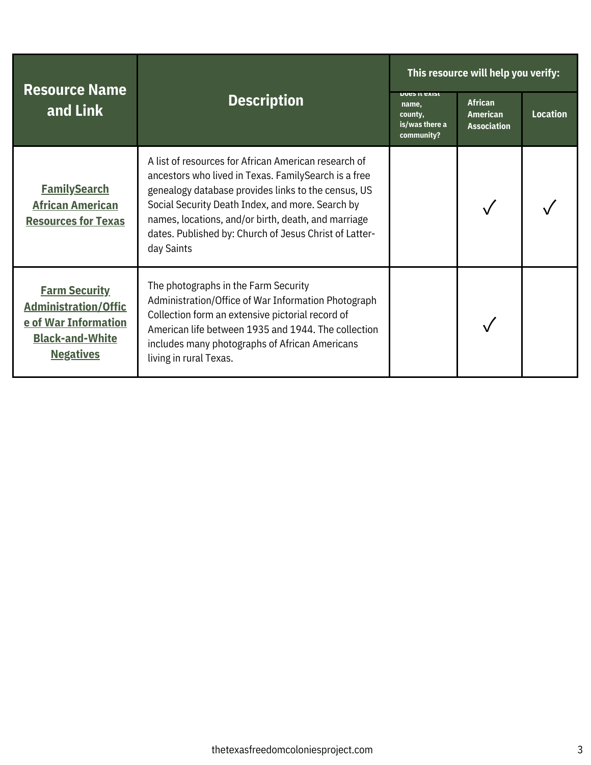| Resource Name and Link | Description | This resource will help you verify: | | |
|---|---|---|---|---|
| | | Does it exist name, county, is/was there a community? | African American Association | Location |
| **FamilySearch African American Resources for Texas** | A list of resources for African American research of ancestors who lived in Texas. FamilySearch is a free genealogy database provides links to the census, US Social Security Death Index, and more. Search by names, locations, and/or birth, death, and marriage dates. Published by: Church of Jesus Christ of Latter-day Saints | | ✓ | ✓ |
| **Farm Security Administration/Office of War Information Black-and-White Negatives** | The photographs in the Farm Security Administration/Office of War Information Photograph Collection form an extensive pictorial record of American life between 1935 and 1944. The collection includes many photographs of African Americans living in rural Texas. | | ✓ | |

thetexasfreedomcoloniesproject.com